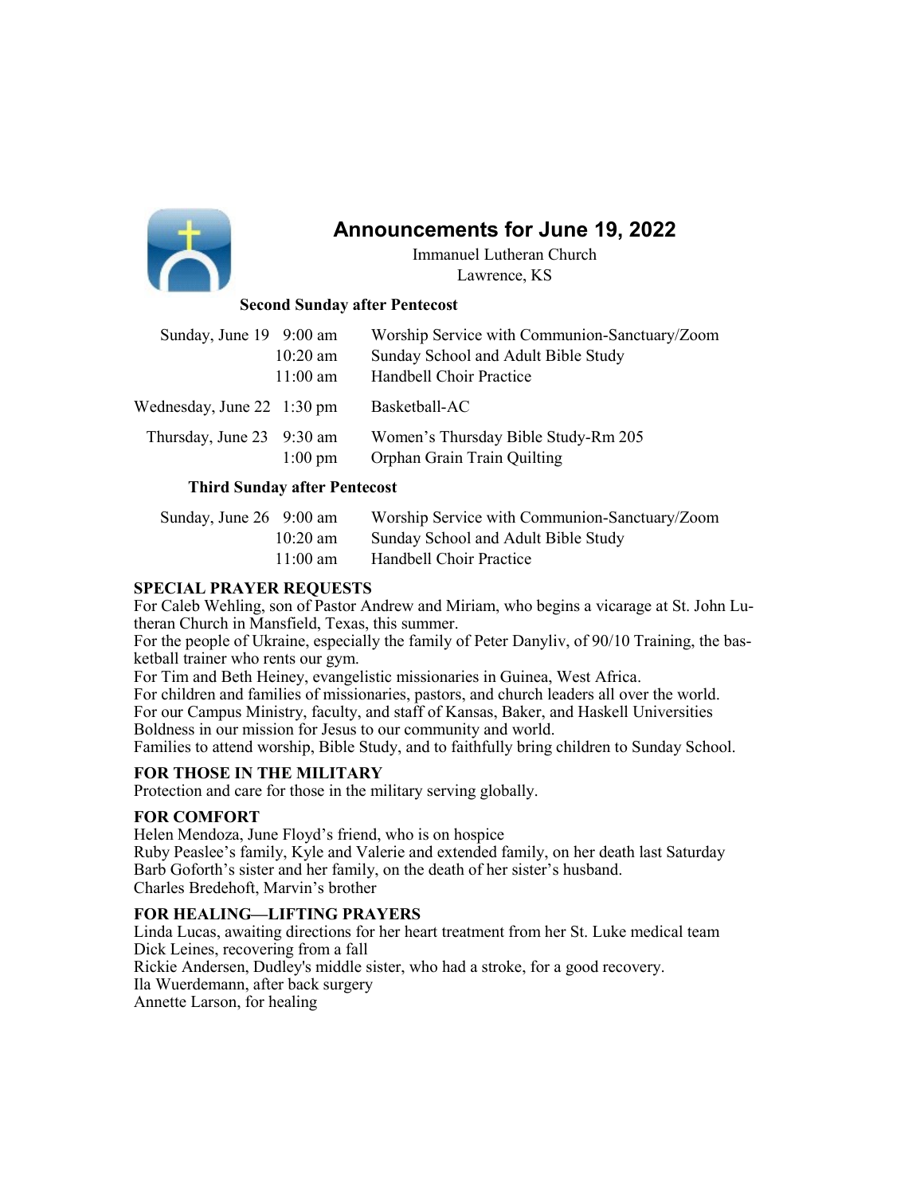# Announcements for June 19, 2022

Immanuel Lutheran Church
Lawrence, KS

**Second Sunday after Pentecost**

| | | |
|---|---|---|
| Sunday, June 19 | 9:00 am | Worship Service with Communion-Sanctuary/Zoom |
| | 10:20 am | Sunday School and Adult Bible Study |
| | 11:00 am | Handbell Choir Practice |
| Wednesday, June 22 | 1:30 pm | Basketball-AC |
| Thursday, June 23 | 9:30 am | Women's Thursday Bible Study-Rm 205 |
| | 1:00 pm | Orphan Grain Train Quilting |

**Third Sunday after Pentecost**

| | | |
|---|---|---|
| Sunday, June 26 | 9:00 am | Worship Service with Communion-Sanctuary/Zoom |
| | 10:20 am | Sunday School and Adult Bible Study |
| | 11:00 am | Handbell Choir Practice |

**SPECIAL PRAYER REQUESTS**

For Caleb Wehling, son of Pastor Andrew and Miriam, who begins a vicarage at St. John Lutheran Church in Mansfield, Texas, this summer.
For the people of Ukraine, especially the family of Peter Danyliv, of 90/10 Training, the basketball trainer who rents our gym.
For Tim and Beth Heiney, evangelistic missionaries in Guinea, West Africa.
For children and families of missionaries, pastors, and church leaders all over the world.
For our Campus Ministry, faculty, and staff of Kansas, Baker, and Haskell Universities
Boldness in our mission for Jesus to our community and world.
Families to attend worship, Bible Study, and to faithfully bring children to Sunday School.

**FOR THOSE IN THE MILITARY**

Protection and care for those in the military serving globally.

**FOR COMFORT**

Helen Mendoza, June Floyd's friend, who is on hospice
Ruby Peaslee's family, Kyle and Valerie and extended family, on her death last Saturday
Barb Goforth's sister and her family, on the death of her sister's husband.
Charles Bredehoft, Marvin's brother

**FOR HEALING—LIFTING PRAYERS**

Linda Lucas, awaiting directions for her heart treatment from her St. Luke medical team
Dick Leines, recovering from a fall
Rickie Andersen, Dudley's middle sister, who had a stroke, for a good recovery.
Ila Wuerdemann, after back surgery
Annette Larson, for healing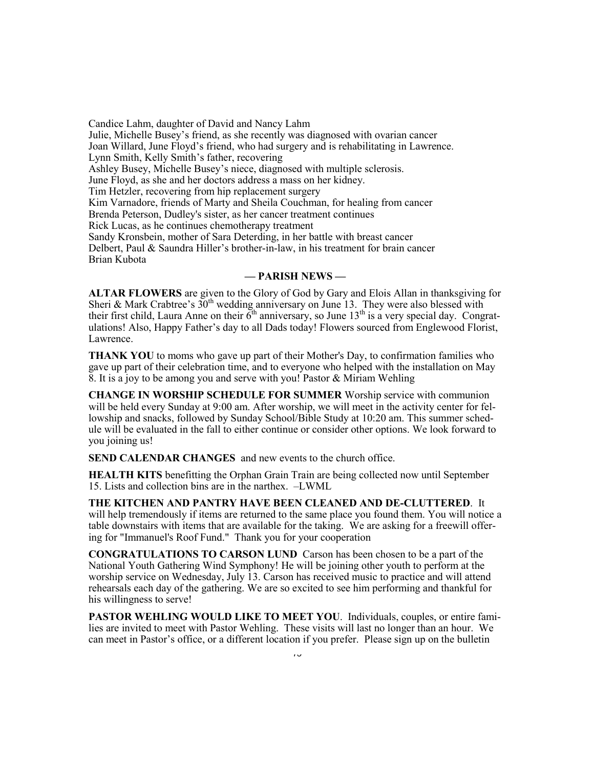Candice Lahm, daughter of David and Nancy Lahm
Julie, Michelle Busey's friend, as she recently was diagnosed with ovarian cancer
Joan Willard, June Floyd's friend, who had surgery and is rehabilitating in Lawrence.
Lynn Smith, Kelly Smith's father, recovering
Ashley Busey, Michelle Busey's niece, diagnosed with multiple sclerosis.
June Floyd, as she and her doctors address a mass on her kidney.
Tim Hetzler, recovering from hip replacement surgery
Kim Varnadore, friends of Marty and Sheila Couchman, for healing from cancer
Brenda Peterson, Dudley's sister, as her cancer treatment continues
Rick Lucas, as he continues chemotherapy treatment
Sandy Kronsbein, mother of Sara Deterding, in her battle with breast cancer
Delbert, Paul & Saundra Hiller's brother-in-law, in his treatment for brain cancer
Brian Kubota

## — PARISH NEWS —

**ALTAR FLOWERS** are given to the Glory of God by Gary and Elois Allan in thanksgiving for Sheri & Mark Crabtree's 30th wedding anniversary on June 13. They were also blessed with their first child, Laura Anne on their 6th anniversary, so June 13th is a very special day. Congratulations! Also, Happy Father's day to all Dads today! Flowers sourced from Englewood Florist, Lawrence.

**THANK YOU** to moms who gave up part of their Mother's Day, to confirmation families who gave up part of their celebration time, and to everyone who helped with the installation on May 8. It is a joy to be among you and serve with you! Pastor & Miriam Wehling

**CHANGE IN WORSHIP SCHEDULE FOR SUMMER** Worship service with communion will be held every Sunday at 9:00 am. After worship, we will meet in the activity center for fellowship and snacks, followed by Sunday School/Bible Study at 10:20 am. This summer schedule will be evaluated in the fall to either continue or consider other options. We look forward to you joining us!

**SEND CALENDAR CHANGES** and new events to the church office.

**HEALTH KITS** benefitting the Orphan Grain Train are being collected now until September 15. Lists and collection bins are in the narthex. –LWML

**THE KITCHEN AND PANTRY HAVE BEEN CLEANED AND DE-CLUTTERED**. It will help tremendously if items are returned to the same place you found them. You will notice a table downstairs with items that are available for the taking. We are asking for a freewill offering for "Immanuel's Roof Fund." Thank you for your cooperation

**CONGRATULATIONS TO CARSON LUND** Carson has been chosen to be a part of the National Youth Gathering Wind Symphony! He will be joining other youth to perform at the worship service on Wednesday, July 13. Carson has received music to practice and will attend rehearsals each day of the gathering. We are so excited to see him performing and thankful for his willingness to serve!

**PASTOR WEHLING WOULD LIKE TO MEET YOU**. Individuals, couples, or entire families are invited to meet with Pastor Wehling. These visits will last no longer than an hour. We can meet in Pastor's office, or a different location if you prefer. Please sign up on the bulletin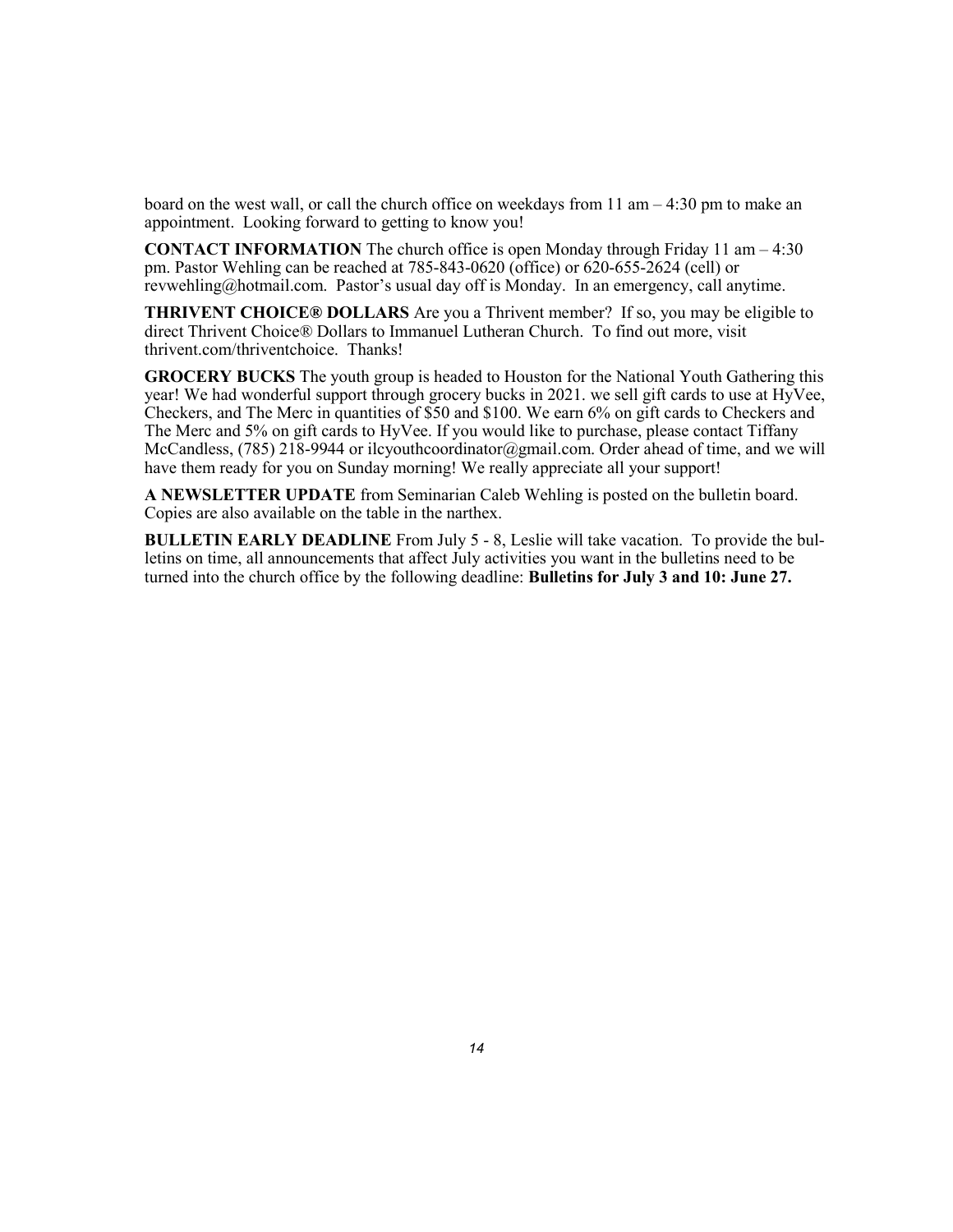board on the west wall, or call the church office on weekdays from 11 am – 4:30 pm to make an appointment. Looking forward to getting to know you!

**CONTACT INFORMATION** The church office is open Monday through Friday 11 am – 4:30 pm. Pastor Wehling can be reached at 785-843-0620 (office) or 620-655-2624 (cell) or revwehling@hotmail.com. Pastor's usual day off is Monday. In an emergency, call anytime.

**THRIVENT CHOICE® DOLLARS** Are you a Thrivent member? If so, you may be eligible to direct Thrivent Choice® Dollars to Immanuel Lutheran Church. To find out more, visit thrivent.com/thriventchoice. Thanks!

**GROCERY BUCKS** The youth group is headed to Houston for the National Youth Gathering this year! We had wonderful support through grocery bucks in 2021. we sell gift cards to use at HyVee, Checkers, and The Merc in quantities of $50 and $100. We earn 6% on gift cards to Checkers and The Merc and 5% on gift cards to HyVee. If you would like to purchase, please contact Tiffany McCandless, (785) 218-9944 or ilcyouthcoordinator@gmail.com. Order ahead of time, and we will have them ready for you on Sunday morning! We really appreciate all your support!

**A NEWSLETTER UPDATE** from Seminarian Caleb Wehling is posted on the bulletin board. Copies are also available on the table in the narthex.

**BULLETIN EARLY DEADLINE** From July 5 - 8, Leslie will take vacation. To provide the bulletins on time, all announcements that affect July activities you want in the bulletins need to be turned into the church office by the following deadline: **Bulletins for July 3 and 10: June 27.**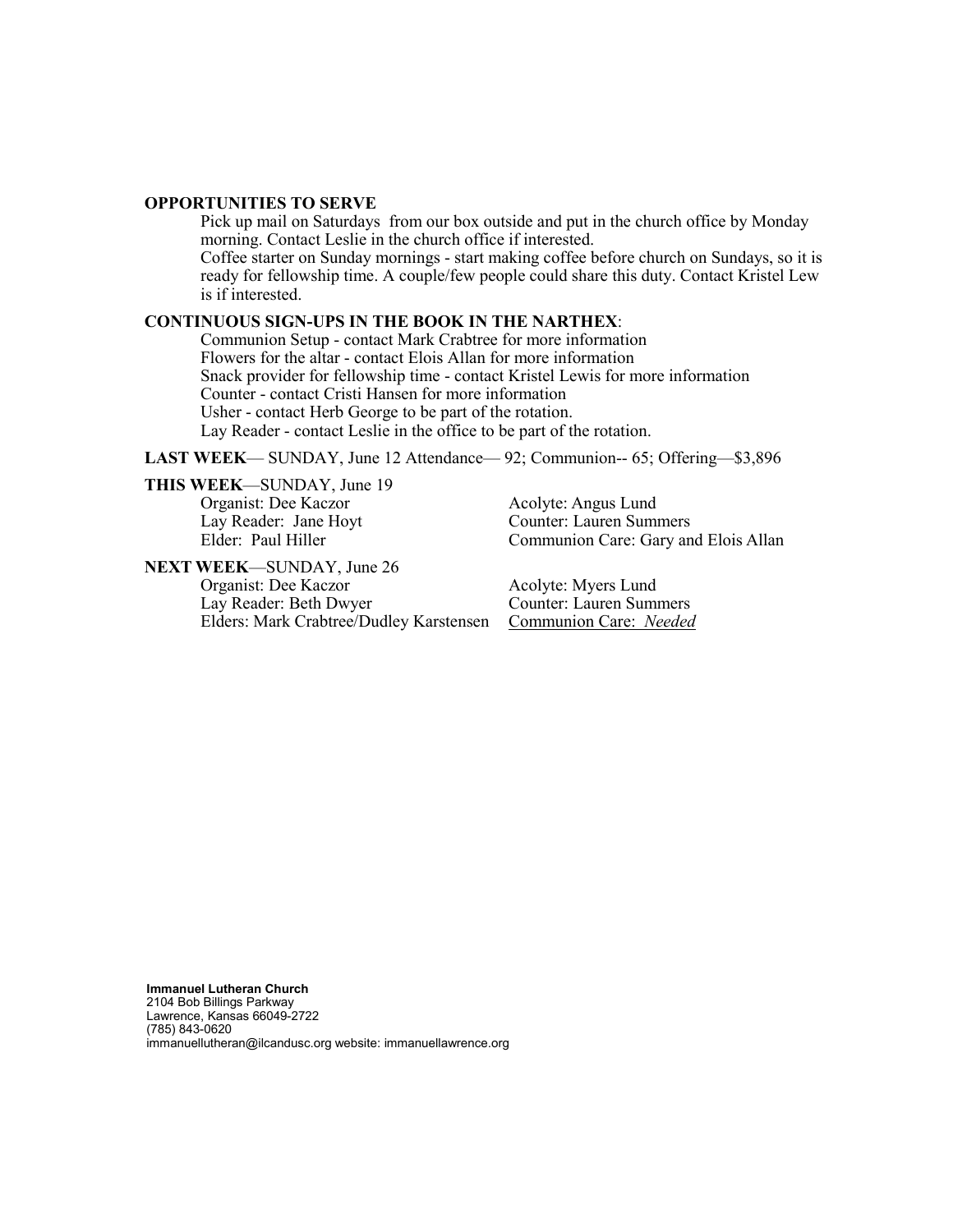**OPPORTUNITIES TO SERVE**

Pick up mail on Saturdays from our box outside and put in the church office by Monday morning. Contact Leslie in the church office if interested.

Coffee starter on Sunday mornings - start making coffee before church on Sundays, so it is ready for fellowship time. A couple/few people could share this duty. Contact Kristel Lew is if interested.

**CONTINUOUS SIGN-UPS IN THE BOOK IN THE NARTHEX**:

Communion Setup - contact Mark Crabtree for more information
Flowers for the altar - contact Elois Allan for more information
Snack provider for fellowship time - contact Kristel Lewis for more information
Counter - contact Cristi Hansen for more information
Usher - contact Herb George to be part of the rotation.
Lay Reader - contact Leslie in the office to be part of the rotation.

**LAST WEEK**— SUNDAY, June 12 Attendance— 92; Communion-- 65; Offering—$3,896

**THIS WEEK**—SUNDAY, June 19

Organist: Dee Kaczor
Lay Reader: Jane Hoyt
Elder: Paul Hiller
Acolyte: Angus Lund
Counter: Lauren Summers
Communion Care: Gary and Elois Allan

**NEXT WEEK**—SUNDAY, June 26

Organist: Dee Kaczor
Lay Reader: Beth Dwyer
Elders: Mark Crabtree/Dudley Karstensen
Acolyte: Myers Lund
Counter: Lauren Summers
Communion Care: *Needed*

**Immanuel Lutheran Church**
2104 Bob Billings Parkway
Lawrence, Kansas 66049-2722
(785) 843-0620
immanuellutheran@ilcandusc.org website: immanuellawrence.org